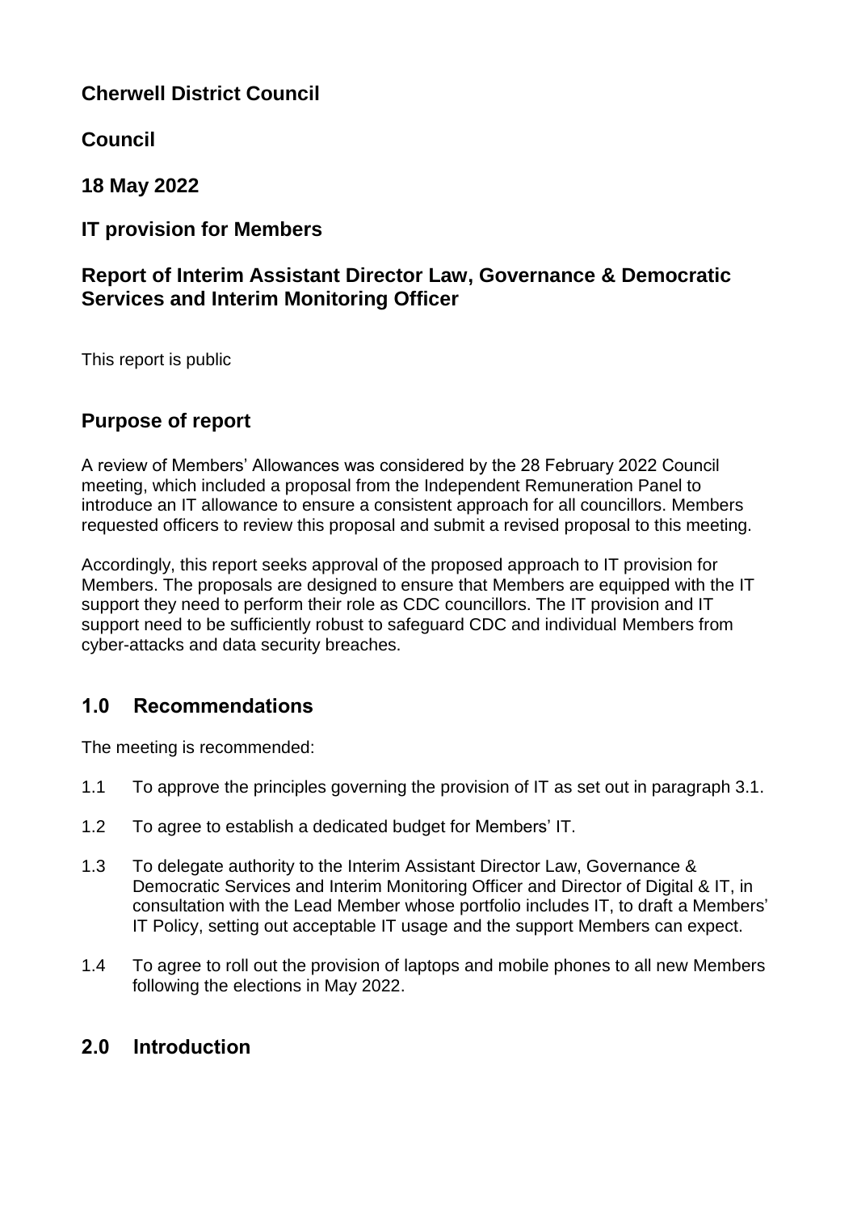**Cherwell District Council**

**Council**

**18 May 2022**

**IT provision for Members**

**Report of Interim Assistant Director Law, Governance & Democratic Services and Interim Monitoring Officer**

This report is public

## Purpose of report

A review of Members' Allowances was considered by the 28 February 2022 Council meeting, which included a proposal from the Independent Remuneration Panel to introduce an IT allowance to ensure a consistent approach for all councillors. Members requested officers to review this proposal and submit a revised proposal to this meeting.

Accordingly, this report seeks approval of the proposed approach to IT provision for Members. The proposals are designed to ensure that Members are equipped with the IT support they need to perform their role as CDC councillors. The IT provision and IT support need to be sufficiently robust to safeguard CDC and individual Members from cyber-attacks and data security breaches.

## 1.0 Recommendations

The meeting is recommended:

1.1 To approve the principles governing the provision of IT as set out in paragraph 3.1.

1.2 To agree to establish a dedicated budget for Members' IT.

1.3 To delegate authority to the Interim Assistant Director Law, Governance & Democratic Services and Interim Monitoring Officer and Director of Digital & IT, in consultation with the Lead Member whose portfolio includes IT, to draft a Members' IT Policy, setting out acceptable IT usage and the support Members can expect.

1.4 To agree to roll out the provision of laptops and mobile phones to all new Members following the elections in May 2022.

## 2.0 Introduction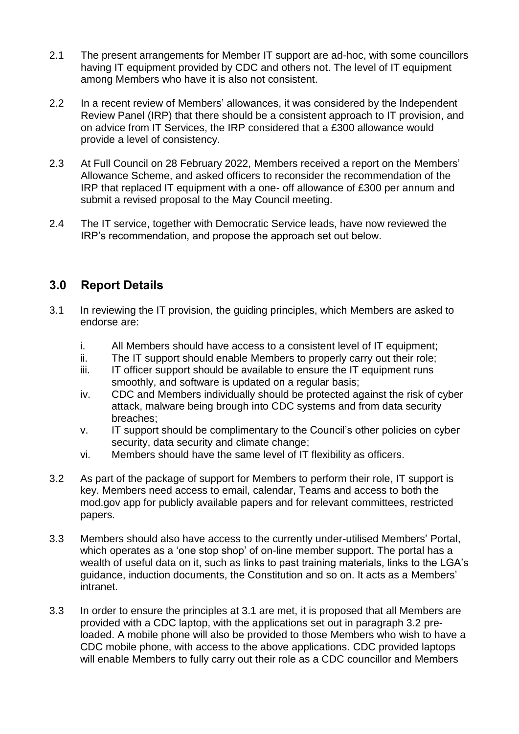2.1 The present arrangements for Member IT support are ad-hoc, with some councillors having IT equipment provided by CDC and others not. The level of IT equipment among Members who have it is also not consistent.

2.2 In a recent review of Members' allowances, it was considered by the Independent Review Panel (IRP) that there should be a consistent approach to IT provision, and on advice from IT Services, the IRP considered that a £300 allowance would provide a level of consistency.

2.3 At Full Council on 28 February 2022, Members received a report on the Members' Allowance Scheme, and asked officers to reconsider the recommendation of the IRP that replaced IT equipment with a one- off allowance of £300 per annum and submit a revised proposal to the May Council meeting.

2.4 The IT service, together with Democratic Service leads, have now reviewed the IRP's recommendation, and propose the approach set out below.

## 3.0 Report Details

3.1 In reviewing the IT provision, the guiding principles, which Members are asked to endorse are:

i. All Members should have access to a consistent level of IT equipment;
ii. The IT support should enable Members to properly carry out their role;
iii. IT officer support should be available to ensure the IT equipment runs smoothly, and software is updated on a regular basis;
iv. CDC and Members individually should be protected against the risk of cyber attack, malware being brough into CDC systems and from data security breaches;
v. IT support should be complimentary to the Council's other policies on cyber security, data security and climate change;
vi. Members should have the same level of IT flexibility as officers.

3.2 As part of the package of support for Members to perform their role, IT support is key. Members need access to email, calendar, Teams and access to both the mod.gov app for publicly available papers and for relevant committees, restricted papers.

3.3 Members should also have access to the currently under-utilised Members' Portal, which operates as a 'one stop shop' of on-line member support. The portal has a wealth of useful data on it, such as links to past training materials, links to the LGA's guidance, induction documents, the Constitution and so on. It acts as a Members' intranet.

3.3 In order to ensure the principles at 3.1 are met, it is proposed that all Members are provided with a CDC laptop, with the applications set out in paragraph 3.2 pre-loaded. A mobile phone will also be provided to those Members who wish to have a CDC mobile phone, with access to the above applications. CDC provided laptops will enable Members to fully carry out their role as a CDC councillor and Members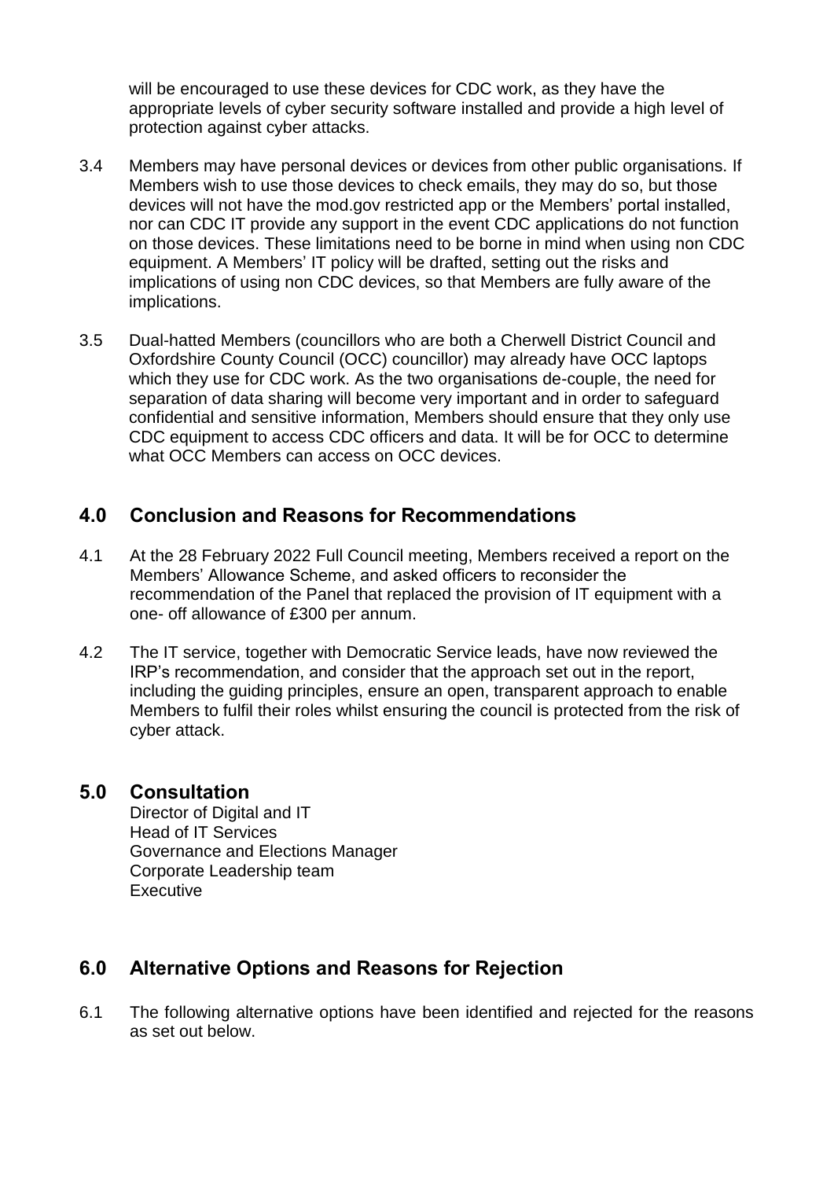will be encouraged to use these devices for CDC work, as they have the appropriate levels of cyber security software installed and provide a high level of protection against cyber attacks.

3.4 Members may have personal devices or devices from other public organisations. If Members wish to use those devices to check emails, they may do so, but those devices will not have the mod.gov restricted app or the Members' portal installed, nor can CDC IT provide any support in the event CDC applications do not function on those devices. These limitations need to be borne in mind when using non CDC equipment. A Members' IT policy will be drafted, setting out the risks and implications of using non CDC devices, so that Members are fully aware of the implications.

3.5 Dual-hatted Members (councillors who are both a Cherwell District Council and Oxfordshire County Council (OCC) councillor) may already have OCC laptops which they use for CDC work. As the two organisations de-couple, the need for separation of data sharing will become very important and in order to safeguard confidential and sensitive information, Members should ensure that they only use CDC equipment to access CDC officers and data. It will be for OCC to determine what OCC Members can access on OCC devices.

## 4.0 Conclusion and Reasons for Recommendations

4.1 At the 28 February 2022 Full Council meeting, Members received a report on the Members' Allowance Scheme, and asked officers to reconsider the recommendation of the Panel that replaced the provision of IT equipment with a one- off allowance of £300 per annum.

4.2 The IT service, together with Democratic Service leads, have now reviewed the IRP's recommendation, and consider that the approach set out in the report, including the guiding principles, ensure an open, transparent approach to enable Members to fulfil their roles whilst ensuring the council is protected from the risk of cyber attack.

## 5.0 Consultation

Director of Digital and IT
Head of IT Services
Governance and Elections Manager
Corporate Leadership team
Executive

## 6.0 Alternative Options and Reasons for Rejection

6.1 The following alternative options have been identified and rejected for the reasons as set out below.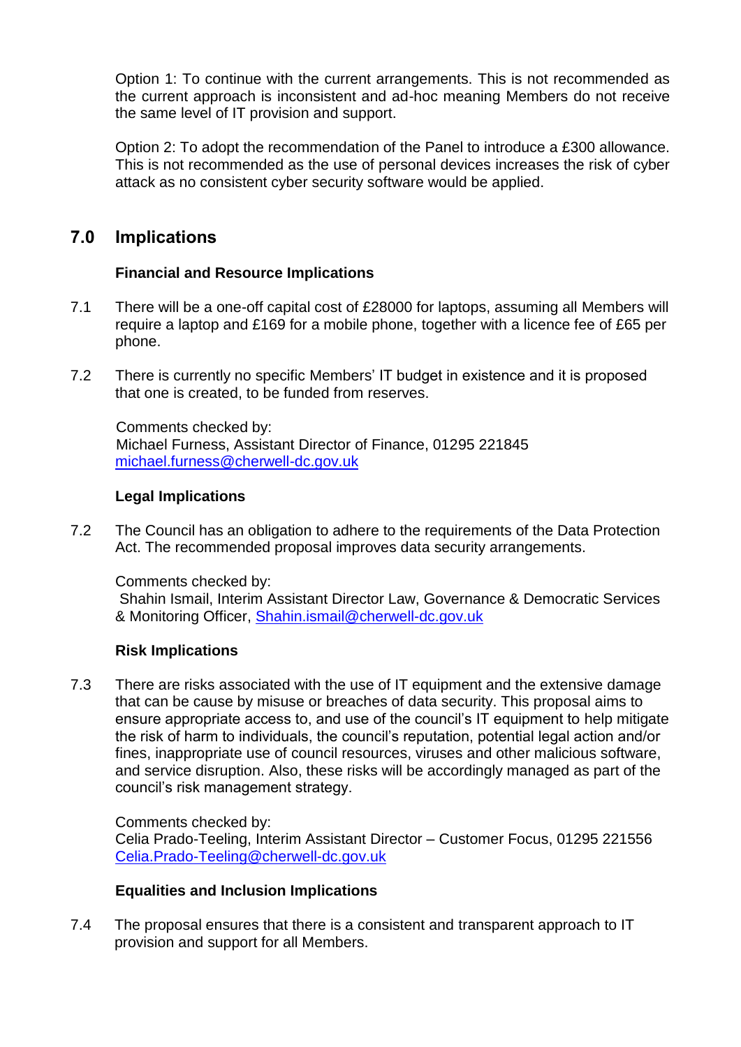Option 1: To continue with the current arrangements. This is not recommended as the current approach is inconsistent and ad-hoc meaning Members do not receive the same level of IT provision and support.

Option 2: To adopt the recommendation of the Panel to introduce a £300 allowance. This is not recommended as the use of personal devices increases the risk of cyber attack as no consistent cyber security software would be applied.

## 7.0 Implications

**Financial and Resource Implications**

7.1 There will be a one-off capital cost of £28000 for laptops, assuming all Members will require a laptop and £169 for a mobile phone, together with a licence fee of £65 per phone.

7.2 There is currently no specific Members' IT budget in existence and it is proposed that one is created, to be funded from reserves.

Comments checked by:
Michael Furness, Assistant Director of Finance, 01295 221845
michael.furness@cherwell-dc.gov.uk

**Legal Implications**

7.2 The Council has an obligation to adhere to the requirements of the Data Protection Act. The recommended proposal improves data security arrangements.

Comments checked by:
Shahin Ismail, Interim Assistant Director Law, Governance & Democratic Services & Monitoring Officer, Shahin.ismail@cherwell-dc.gov.uk

**Risk Implications**

7.3 There are risks associated with the use of IT equipment and the extensive damage that can be cause by misuse or breaches of data security. This proposal aims to ensure appropriate access to, and use of the council's IT equipment to help mitigate the risk of harm to individuals, the council's reputation, potential legal action and/or fines, inappropriate use of council resources, viruses and other malicious software, and service disruption. Also, these risks will be accordingly managed as part of the council's risk management strategy.

Comments checked by:
Celia Prado-Teeling, Interim Assistant Director – Customer Focus, 01295 221556
Celia.Prado-Teeling@cherwell-dc.gov.uk

**Equalities and Inclusion Implications**

7.4 The proposal ensures that there is a consistent and transparent approach to IT provision and support for all Members.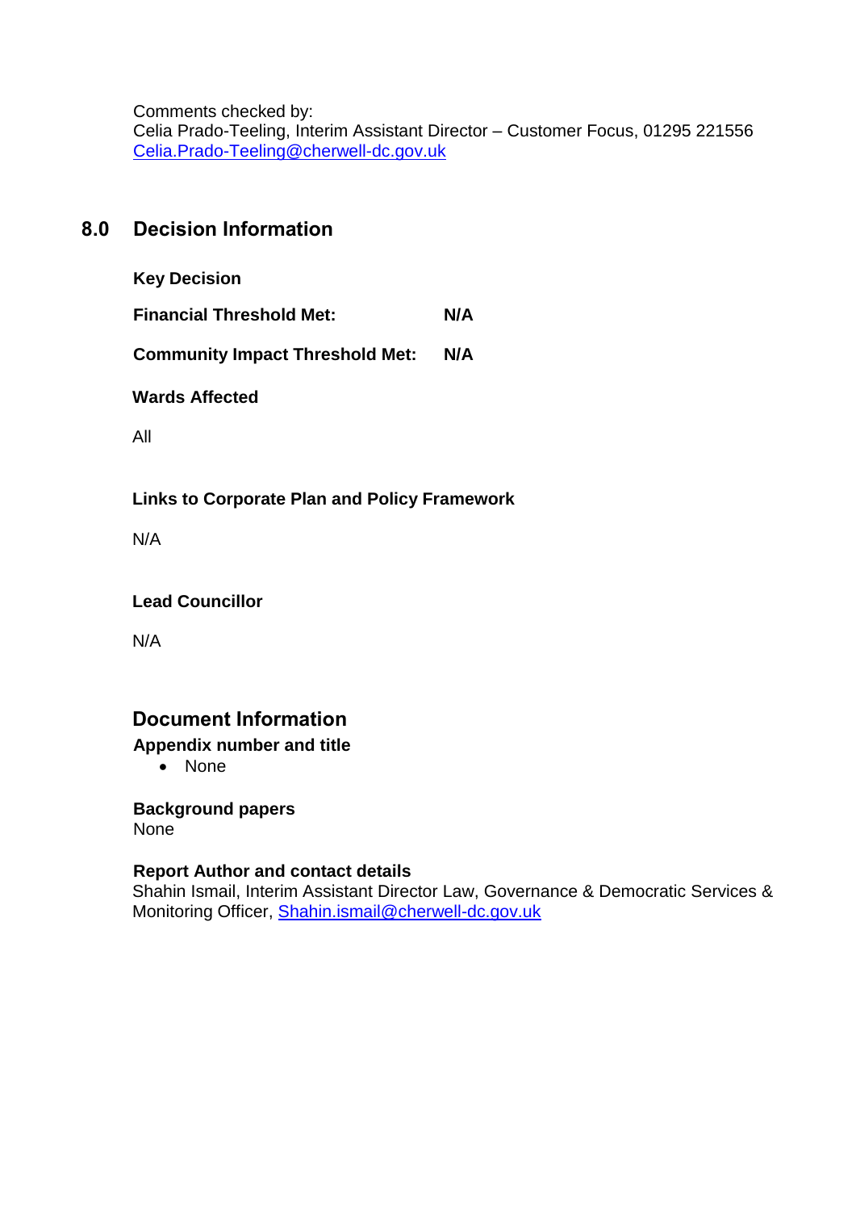Comments checked by:
Celia Prado-Teeling, Interim Assistant Director – Customer Focus, 01295 221556
Celia.Prado-Teeling@cherwell-dc.gov.uk

## 8.0 Decision Information

**Key Decision**

**Financial Threshold Met:** **N/A**

**Community Impact Threshold Met:** **N/A**

**Wards Affected**

All

**Links to Corporate Plan and Policy Framework**

N/A

**Lead Councillor**

N/A

### Document Information

**Appendix number and title**

- None

**Background papers**
None

**Report Author and contact details**
Shahin Ismail, Interim Assistant Director Law, Governance & Democratic Services & Monitoring Officer, Shahin.ismail@cherwell-dc.gov.uk